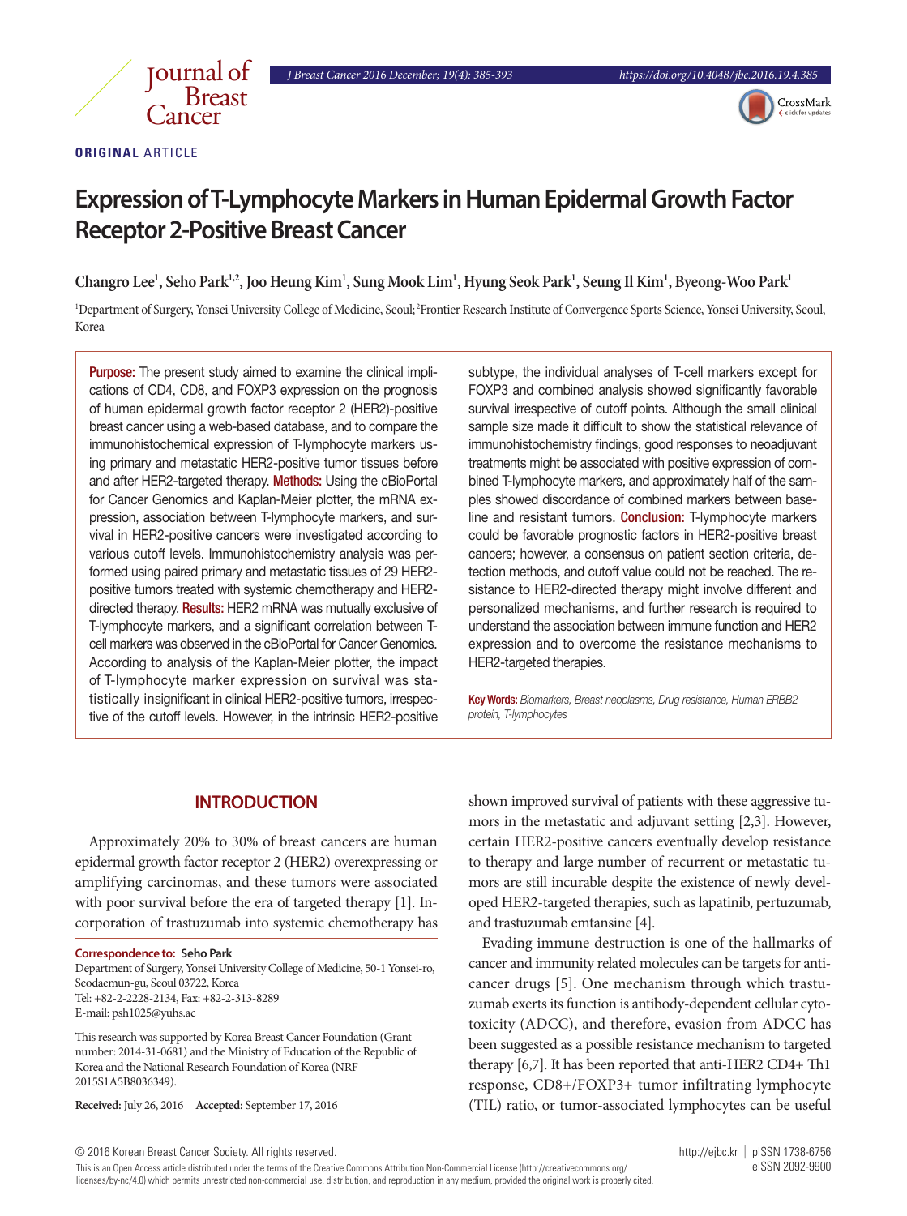ORIGINAL ARTICLE

# Expression of T-Lymphocyte Markers in Human Epidermal Growth Factor Receptor 2-Positive Breast Cancer

**Changro Lee[1], Seho Park[1,2], Joo Heung Kim[1], Sung Mook Lim[1], Hyung Seok Park[1], Seung Il Kim[1], Byeong-Woo Park[1]**

[1]Department of Surgery, Yonsei University College of Medicine, Seoul; [2]Frontier Research Institute of Convergence Sports Science, Yonsei University, Seoul, Korea

**Purpose:** The present study aimed to examine the clinical implications of CD4, CD8, and FOXP3 expression on the prognosis of human epidermal growth factor receptor 2 (HER2)-positive breast cancer using a web-based database, and to compare the immunohistochemical expression of T-lymphocyte markers using primary and metastatic HER2-positive tumor tissues before and after HER2-targeted therapy. **Methods:** Using the cBioPortal for Cancer Genomics and Kaplan-Meier plotter, the mRNA expression, association between T-lymphocyte markers, and survival in HER2-positive cancers were investigated according to various cutoff levels. Immunohistochemistry analysis was performed using paired primary and metastatic tissues of 29 HER2-positive tumors treated with systemic chemotherapy and HER2-directed therapy. **Results:** HER2 mRNA was mutually exclusive of T-lymphocyte markers, and a significant correlation between T-cell markers was observed in the cBioPortal for Cancer Genomics. According to analysis of the Kaplan-Meier plotter, the impact of T-lymphocyte marker expression on survival was statistically insignificant in clinical HER2-positive tumors, irrespective of the cutoff levels. However, in the intrinsic HER2-positive subtype, the individual analyses of T-cell markers except for FOXP3 and combined analysis showed significantly favorable survival irrespective of cutoff points. Although the small clinical sample size made it difficult to show the statistical relevance of immunohistochemistry findings, good responses to neoadjuvant treatments might be associated with positive expression of combined T-lymphocyte markers, and approximately half of the samples showed discordance of combined markers between baseline and resistant tumors. **Conclusion:** T-lymphocyte markers could be favorable prognostic factors in HER2-positive breast cancers; however, a consensus on patient section criteria, detection methods, and cutoff value could not be reached. The resistance to HER2-directed therapy might involve different and personalized mechanisms, and further research is required to understand the association between immune function and HER2 expression and to overcome the resistance mechanisms to HER2-targeted therapies.

**Key Words:** *Biomarkers, Breast neoplasms, Drug resistance, Human ERBB2 protein, T-lymphocytes*

## INTRODUCTION

Approximately 20% to 30% of breast cancers are human epidermal growth factor receptor 2 (HER2) overexpressing or amplifying carcinomas, and these tumors were associated with poor survival before the era of targeted therapy [1]. Incorporation of trastuzumab into systemic chemotherapy has shown improved survival of patients with these aggressive tumors in the metastatic and adjuvant setting [2,3]. However, certain HER2-positive cancers eventually develop resistance to therapy and large number of recurrent or metastatic tumors are still incurable despite the existence of newly developed HER2-targeted therapies, such as lapatinib, pertuzumab, and trastuzumab emtansine [4].

Evading immune destruction is one of the hallmarks of cancer and immunity related molecules can be targets for anticancer drugs [5]. One mechanism through which trastuzumab exerts its function is antibody-dependent cellular cytotoxicity (ADCC), and therefore, evasion from ADCC has been suggested as a possible resistance mechanism to targeted therapy [6,7]. It has been reported that anti-HER2 CD4+ Th1 response, CD8+/FOXP3+ tumor infiltrating lymphocyte (TIL) ratio, or tumor-associated lymphocytes can be useful

**Correspondence to:** **Seho Park**
Department of Surgery, Yonsei University College of Medicine, 50-1 Yonsei-ro, Seodaemun-gu, Seoul 03722, Korea
Tel: +82-2-2228-2134, Fax: +82-2-313-8289
E-mail: psh1025@yuhs.ac

This research was supported by Korea Breast Cancer Foundation (Grant number: 2014-31-0681) and the Ministry of Education of the Republic of Korea and the National Research Foundation of Korea (NRF-2015S1A5B8036349).

**Received:** July 26, 2016 **Accepted:** September 17, 2016

© 2016 Korean Breast Cancer Society. All rights reserved.

This is an Open Access article distributed under the terms of the Creative Commons Attribution Non-Commercial License (http://creativecommons.org/licenses/by-nc/4.0) which permits unrestricted non-commercial use, distribution, and reproduction in any medium, provided the original work is properly cited.

http://ejbc.kr | pISSN 1738-6756 eISSN 2092-9900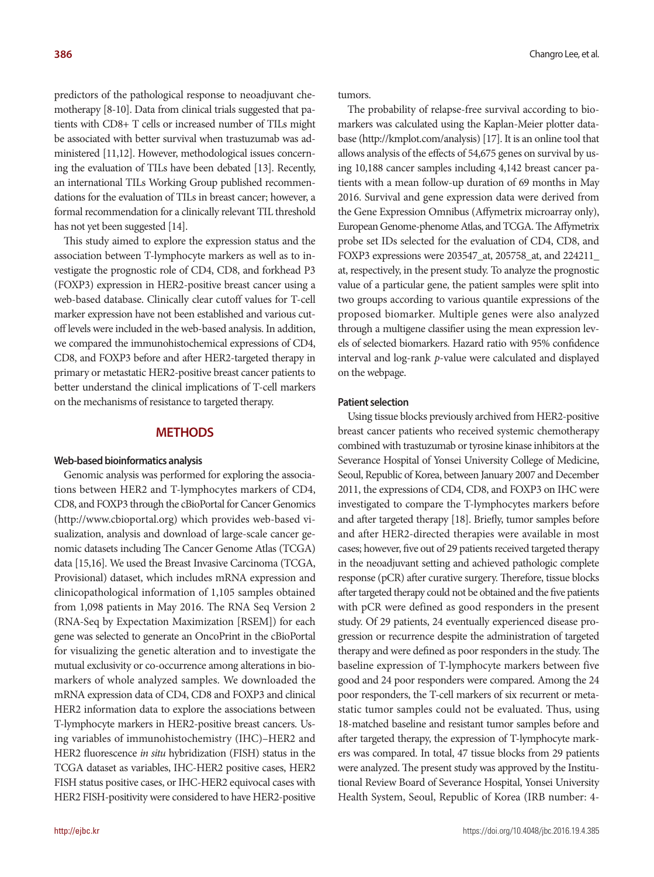predictors of the pathological response to neoadjuvant chemotherapy [8-10]. Data from clinical trials suggested that patients with CD8+ T cells or increased number of TILs might be associated with better survival when trastuzumab was administered [11,12]. However, methodological issues concerning the evaluation of TILs have been debated [13]. Recently, an international TILs Working Group published recommendations for the evaluation of TILs in breast cancer; however, a formal recommendation for a clinically relevant TIL threshold has not yet been suggested [14].

This study aimed to explore the expression status and the association between T-lymphocyte markers as well as to investigate the prognostic role of CD4, CD8, and forkhead P3 (FOXP3) expression in HER2-positive breast cancer using a web-based database. Clinically clear cutoff values for T-cell marker expression have not been established and various cutoff levels were included in the web-based analysis. In addition, we compared the immunohistochemical expressions of CD4, CD8, and FOXP3 before and after HER2-targeted therapy in primary or metastatic HER2-positive breast cancer patients to better understand the clinical implications of T-cell markers on the mechanisms of resistance to targeted therapy.

## METHODS

### Web-based bioinformatics analysis

Genomic analysis was performed for exploring the associations between HER2 and T-lymphocytes markers of CD4, CD8, and FOXP3 through the cBioPortal for Cancer Genomics (http://www.cbioportal.org) which provides web-based visualization, analysis and download of large-scale cancer genomic datasets including The Cancer Genome Atlas (TCGA) data [15,16]. We used the Breast Invasive Carcinoma (TCGA, Provisional) dataset, which includes mRNA expression and clinicopathological information of 1,105 samples obtained from 1,098 patients in May 2016. The RNA Seq Version 2 (RNA-Seq by Expectation Maximization [RSEM]) for each gene was selected to generate an OncoPrint in the cBioPortal for visualizing the genetic alteration and to investigate the mutual exclusivity or co-occurrence among alterations in biomarkers of whole analyzed samples. We downloaded the mRNA expression data of CD4, CD8 and FOXP3 and clinical HER2 information data to explore the associations between T-lymphocyte markers in HER2-positive breast cancers. Using variables of immunohistochemistry (IHC)–HER2 and HER2 fluorescence *in situ* hybridization (FISH) status in the TCGA dataset as variables, IHC-HER2 positive cases, HER2 FISH status positive cases, or IHC-HER2 equivocal cases with HER2 FISH-positivity were considered to have HER2-positive tumors.

The probability of relapse-free survival according to biomarkers was calculated using the Kaplan-Meier plotter database (http://kmplot.com/analysis) [17]. It is an online tool that allows analysis of the effects of 54,675 genes on survival by using 10,188 cancer samples including 4,142 breast cancer patients with a mean follow-up duration of 69 months in May 2016. Survival and gene expression data were derived from the Gene Expression Omnibus (Affymetrix microarray only), European Genome-phenome Atlas, and TCGA. The Affymetrix probe set IDs selected for the evaluation of CD4, CD8, and FOXP3 expressions were 203547_at, 205758_at, and 224211_at, respectively, in the present study. To analyze the prognostic value of a particular gene, the patient samples were split into two groups according to various quantile expressions of the proposed biomarker. Multiple genes were also analyzed through a multigene classifier using the mean expression levels of selected biomarkers. Hazard ratio with 95% confidence interval and log-rank *p*-value were calculated and displayed on the webpage.

### Patient selection

Using tissue blocks previously archived from HER2-positive breast cancer patients who received systemic chemotherapy combined with trastuzumab or tyrosine kinase inhibitors at the Severance Hospital of Yonsei University College of Medicine, Seoul, Republic of Korea, between January 2007 and December 2011, the expressions of CD4, CD8, and FOXP3 on IHC were investigated to compare the T-lymphocytes markers before and after targeted therapy [18]. Briefly, tumor samples before and after HER2-directed therapies were available in most cases; however, five out of 29 patients received targeted therapy in the neoadjuvant setting and achieved pathologic complete response (pCR) after curative surgery. Therefore, tissue blocks after targeted therapy could not be obtained and the five patients with pCR were defined as good responders in the present study. Of 29 patients, 24 eventually experienced disease progression or recurrence despite the administration of targeted therapy and were defined as poor responders in the study. The baseline expression of T-lymphocyte markers between five good and 24 poor responders were compared. Among the 24 poor responders, the T-cell markers of six recurrent or metastatic tumor samples could not be evaluated. Thus, using 18-matched baseline and resistant tumor samples before and after targeted therapy, the expression of T-lymphocyte markers was compared. In total, 47 tissue blocks from 29 patients were analyzed. The present study was approved by the Institutional Review Board of Severance Hospital, Yonsei University Health System, Seoul, Republic of Korea (IRB number: 4-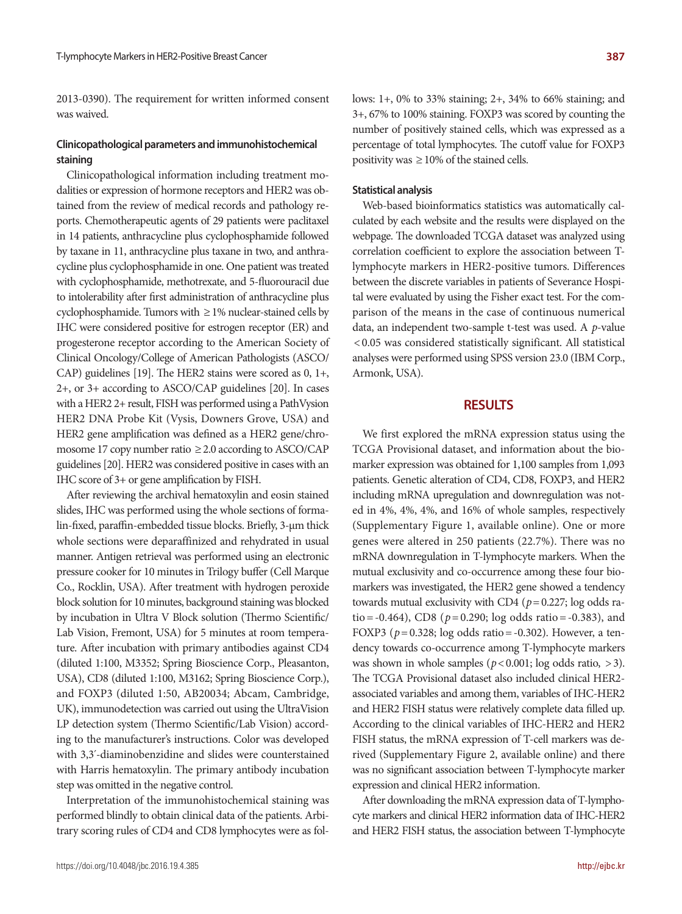2013-0390). The requirement for written informed consent was waived.

### Clinicopathological parameters and immunohistochemical staining

Clinicopathological information including treatment modalities or expression of hormone receptors and HER2 was obtained from the review of medical records and pathology reports. Chemotherapeutic agents of 29 patients were paclitaxel in 14 patients, anthracycline plus cyclophosphamide followed by taxane in 11, anthracycline plus taxane in two, and anthracycline plus cyclophosphamide in one. One patient was treated with cyclophosphamide, methotrexate, and 5-fluorouracil due to intolerability after first administration of anthracycline plus cyclophosphamide. Tumors with ≥1% nuclear-stained cells by IHC were considered positive for estrogen receptor (ER) and progesterone receptor according to the American Society of Clinical Oncology/College of American Pathologists (ASCO/CAP) guidelines [19]. The HER2 stains were scored as 0, 1+, 2+, or 3+ according to ASCO/CAP guidelines [20]. In cases with a HER2 2+ result, FISH was performed using a PathVysion HER2 DNA Probe Kit (Vysis, Downers Grove, USA) and HER2 gene amplification was defined as a HER2 gene/chromosome 17 copy number ratio ≥2.0 according to ASCO/CAP guidelines [20]. HER2 was considered positive in cases with an IHC score of 3+ or gene amplification by FISH.

After reviewing the archival hematoxylin and eosin stained slides, IHC was performed using the whole sections of formalin-fixed, paraffin-embedded tissue blocks. Briefly, 3-μm thick whole sections were deparaffinized and rehydrated in usual manner. Antigen retrieval was performed using an electronic pressure cooker for 10 minutes in Trilogy buffer (Cell Marque Co., Rocklin, USA). After treatment with hydrogen peroxide block solution for 10 minutes, background staining was blocked by incubation in Ultra V Block solution (Thermo Scientific/Lab Vision, Fremont, USA) for 5 minutes at room temperature. After incubation with primary antibodies against CD4 (diluted 1:100, M3352; Spring Bioscience Corp., Pleasanton, USA), CD8 (diluted 1:100, M3162; Spring Bioscience Corp.), and FOXP3 (diluted 1:50, AB20034; Abcam, Cambridge, UK), immunodetection was carried out using the UltraVision LP detection system (Thermo Scientific/Lab Vision) according to the manufacturer's instructions. Color was developed with 3,3′-diaminobenzidine and slides were counterstained with Harris hematoxylin. The primary antibody incubation step was omitted in the negative control.

Interpretation of the immunohistochemical staining was performed blindly to obtain clinical data of the patients. Arbitrary scoring rules of CD4 and CD8 lymphocytes were as follows: 1+, 0% to 33% staining; 2+, 34% to 66% staining; and 3+, 67% to 100% staining. FOXP3 was scored by counting the number of positively stained cells, which was expressed as a percentage of total lymphocytes. The cutoff value for FOXP3 positivity was ≥10% of the stained cells.

### Statistical analysis

Web-based bioinformatics statistics was automatically calculated by each website and the results were displayed on the webpage. The downloaded TCGA dataset was analyzed using correlation coefficient to explore the association between T-lymphocyte markers in HER2-positive tumors. Differences between the discrete variables in patients of Severance Hospital were evaluated by using the Fisher exact test. For the comparison of the means in the case of continuous numerical data, an independent two-sample t-test was used. A $p$-value $<0.05$ was considered statistically significant. All statistical analyses were performed using SPSS version 23.0 (IBM Corp., Armonk, USA).

## RESULTS

We first explored the mRNA expression status using the TCGA Provisional dataset, and information about the biomarker expression was obtained for 1,100 samples from 1,093 patients. Genetic alteration of CD4, CD8, FOXP3, and HER2 including mRNA upregulation and downregulation was noted in 4%, 4%, 4%, and 16% of whole samples, respectively (Supplementary Figure 1, available online). One or more genes were altered in 250 patients (22.7%). There was no mRNA downregulation in T-lymphocyte markers. When the mutual exclusivity and co-occurrence among these four biomarkers was investigated, the HER2 gene showed a tendency towards mutual exclusivity with CD4 ($p=0.227$; log odds ratio = -0.464), CD8 ($p=0.290$; log odds ratio = -0.383), and FOXP3 ($p=0.328$; log odds ratio = -0.302). However, a tendency towards co-occurrence among T-lymphocyte markers was shown in whole samples ($p<0.001$; log odds ratio, $>3$). The TCGA Provisional dataset also included clinical HER2-associated variables and among them, variables of IHC-HER2 and HER2 FISH status were relatively complete data filled up. According to the clinical variables of IHC-HER2 and HER2 FISH status, the mRNA expression of T-cell markers was derived (Supplementary Figure 2, available online) and there was no significant association between T-lymphocyte marker expression and clinical HER2 information.

After downloading the mRNA expression data of T-lymphocyte markers and clinical HER2 information data of IHC-HER2 and HER2 FISH status, the association between T-lymphocyte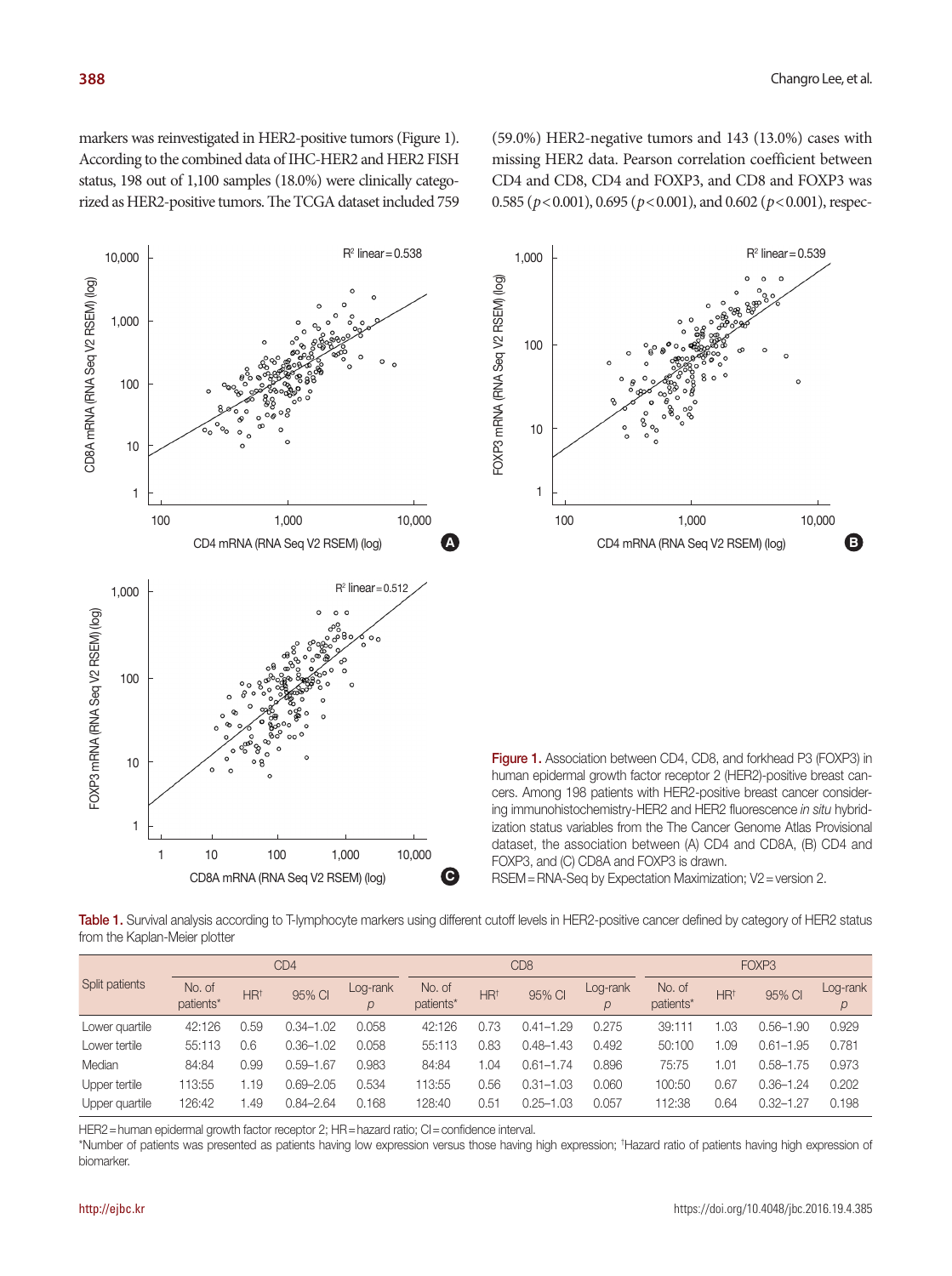markers was reinvestigated in HER2-positive tumors (Figure 1). According to the combined data of IHC-HER2 and HER2 FISH status, 198 out of 1,100 samples (18.0%) were clinically categorized as HER2-positive tumors. The TCGA dataset included 759 (59.0%) HER2-negative tumors and 143 (13.0%) cases with missing HER2 data. Pearson correlation coefficient between CD4 and CD8, CD4 and FOXP3, and CD8 and FOXP3 was 0.585 ($p<0.001$), 0.695 ($p<0.001$), and 0.602 ($p<0.001$), respec-

**Figure 1.** Association between CD4, CD8, and forkhead P3 (FOXP3) in human epidermal growth factor receptor 2 (HER2)-positive breast cancers. Among 198 patients with HER2-positive breast cancer considering immunohistochemistry-HER2 and HER2 fluorescence *in situ* hybridization status variables from the The Cancer Genome Atlas Provisional dataset, the association between (A) CD4 and CD8A, (B) CD4 and FOXP3, and (C) CD8A and FOXP3 is drawn.
RSEM = RNA-Seq by Expectation Maximization; V2 = version 2.

**Table 1.** Survival analysis according to T-lymphocyte markers using different cutoff levels in HER2-positive cancer defined by category of HER2 status from the Kaplan-Meier plotter

| Split patients | CD4 | | | | CD8 | | | | FOXP3 | | | |
|---|---|---|---|---|---|---|---|---|---|---|---|---|
| | No. of patients* | HR† | 95% CI | Log-rank *p* | No. of patients* | HR† | 95% CI | Log-rank *p* | No. of patients* | HR† | 95% CI | Log-rank *p* |
| Lower quartile | 42:126 | 0.59 | 0.34–1.02 | 0.058 | 42:126 | 0.73 | 0.41–1.29 | 0.275 | 39:111 | 1.03 | 0.56–1.90 | 0.929 |
| Lower tertile | 55:113 | 0.6 | 0.36–1.02 | 0.058 | 55:113 | 0.83 | 0.48–1.43 | 0.492 | 50:100 | 1.09 | 0.61–1.95 | 0.781 |
| Median | 84:84 | 0.99 | 0.59–1.67 | 0.983 | 84:84 | 1.04 | 0.61–1.74 | 0.896 | 75:75 | 1.01 | 0.58–1.75 | 0.973 |
| Upper tertile | 113:55 | 1.19 | 0.69–2.05 | 0.534 | 113:55 | 0.56 | 0.31–1.03 | 0.060 | 100:50 | 0.67 | 0.36–1.24 | 0.202 |
| Upper quartile | 126:42 | 1.49 | 0.84–2.64 | 0.168 | 128:40 | 0.51 | 0.25–1.03 | 0.057 | 112:38 | 0.64 | 0.32–1.27 | 0.198 |

HER2 = human epidermal growth factor receptor 2; HR = hazard ratio; CI = confidence interval.
*Number of patients was presented as patients having low expression versus those having high expression; †Hazard ratio of patients having high expression of biomarker.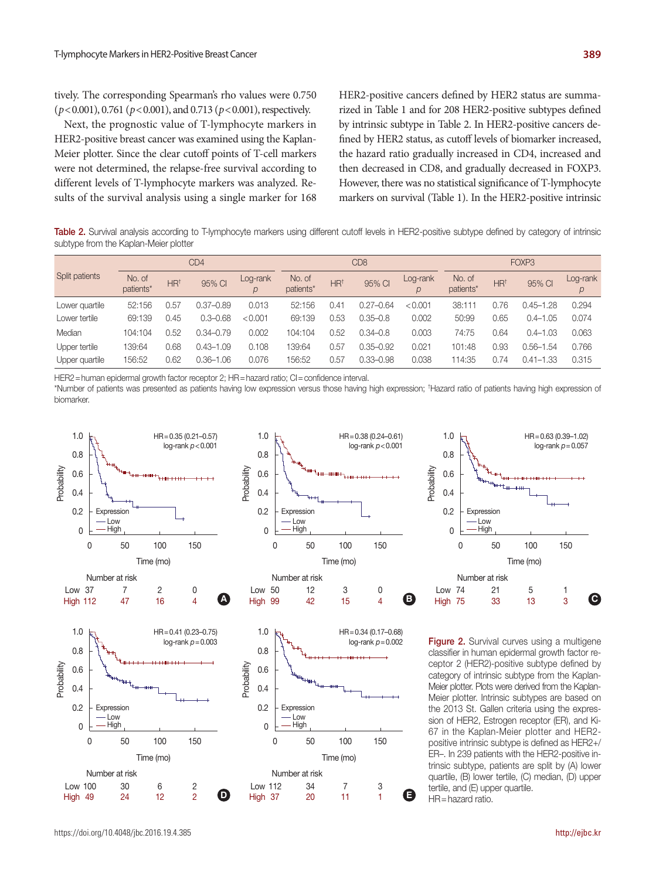tively. The corresponding Spearman's rho values were 0.750 ($p<0.001$), 0.761 ($p<0.001$), and 0.713 ($p<0.001$), respectively.

Next, the prognostic value of T-lymphocyte markers in HER2-positive breast cancer was examined using the Kaplan-Meier plotter. Since the clear cutoff points of T-cell markers were not determined, the relapse-free survival according to different levels of T-lymphocyte markers was analyzed. Results of the survival analysis using a single marker for 168 HER2-positive cancers defined by HER2 status are summarized in Table 1 and for 208 HER2-positive subtypes defined by intrinsic subtype in Table 2. In HER2-positive cancers defined by HER2 status, as cutoff levels of biomarker increased, the hazard ratio gradually increased in CD4, increased and then decreased in CD8, and gradually decreased in FOXP3. However, there was no statistical significance of T-lymphocyte markers on survival (Table 1). In the HER2-positive intrinsic

**Table 2.** Survival analysis according to T-lymphocyte markers using different cutoff levels in HER2-positive subtype defined by category of intrinsic subtype from the Kaplan-Meier plotter

| Split patients | CD4 | | | | CD8 | | | | FOXP3 | | | |
|---|---|---|---|---|---|---|---|---|---|---|---|---|
| | No. of patients* | HR† | 95% CI | Log-rank *p* | No. of patients* | HR† | 95% CI | Log-rank *p* | No. of patients* | HR† | 95% CI | Log-rank *p* |
| Lower quartile | 52:156 | 0.57 | 0.37–0.89 | 0.013 | 52:156 | 0.41 | 0.27–0.64 | <0.001 | 38:111 | 0.76 | 0.45–1.28 | 0.294 |
| Lower tertile | 69:139 | 0.45 | 0.3–0.68 | <0.001 | 69:139 | 0.53 | 0.35–0.8 | 0.002 | 50:99 | 0.65 | 0.4–1.05 | 0.074 |
| Median | 104:104 | 0.52 | 0.34–0.79 | 0.002 | 104:104 | 0.52 | 0.34–0.8 | 0.003 | 74:75 | 0.64 | 0.4–1.03 | 0.063 |
| Upper tertile | 139:64 | 0.68 | 0.43–1.09 | 0.108 | 139:64 | 0.57 | 0.35–0.92 | 0.021 | 101:48 | 0.93 | 0.56–1.54 | 0.766 |
| Upper quartile | 156:52 | 0.62 | 0.36–1.06 | 0.076 | 156:52 | 0.57 | 0.33–0.98 | 0.038 | 114:35 | 0.74 | 0.41–1.33 | 0.315 |

HER2=human epidermal growth factor receptor 2; HR=hazard ratio; CI=confidence interval.
*Number of patients was presented as patients having low expression versus those having high expression; †Hazard ratio of patients having high expression of biomarker.

**Figure 2.** Survival curves using a multigene classifier in human epidermal growth factor receptor 2 (HER2)-positive subtype defined by category of intrinsic subtype from the Kaplan-Meier plotter. Plots were derived from the Kaplan-Meier plotter. Intrinsic subtypes are based on the 2013 St. Gallen criteria using the expression of HER2, Estrogen receptor (ER), and Ki-67 in the Kaplan-Meier plotter and HER2-positive intrinsic subtype is defined as HER2+/ER–. In 239 patients with the HER2-positive intrinsic subtype, patients are split by (A) lower quartile, (B) lower tertile, (C) median, (D) upper tertile, and (E) upper quartile.
HR=hazard ratio.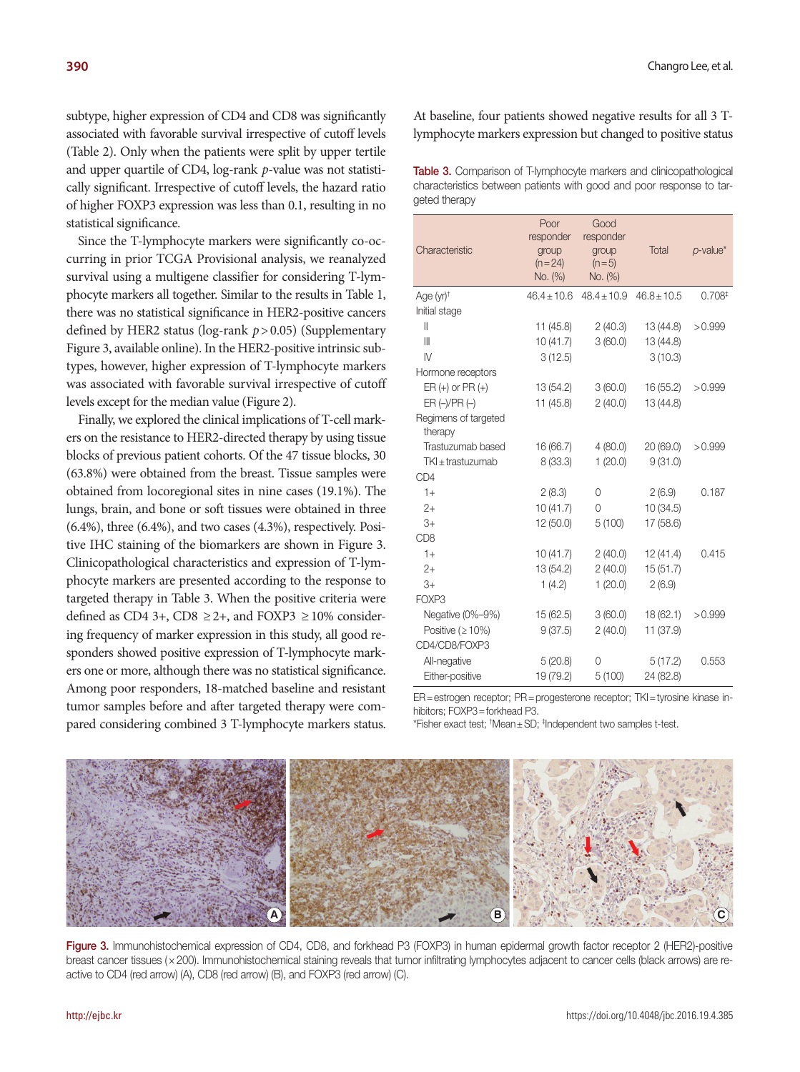subtype, higher expression of CD4 and CD8 was significantly associated with favorable survival irrespective of cutoff levels (Table 2). Only when the patients were split by upper tertile and upper quartile of CD4, log-rank $p$-value was not statistically significant. Irrespective of cutoff levels, the hazard ratio of higher FOXP3 expression was less than 0.1, resulting in no statistical significance.

Since the T-lymphocyte markers were significantly co-occurring in prior TCGA Provisional analysis, we reanalyzed survival using a multigene classifier for considering T-lymphocyte markers all together. Similar to the results in Table 1, there was no statistical significance in HER2-positive cancers defined by HER2 status (log-rank $p > 0.05$) (Supplementary Figure 3, available online). In the HER2-positive intrinsic subtypes, however, higher expression of T-lymphocyte markers was associated with favorable survival irrespective of cutoff levels except for the median value (Figure 2).

Finally, we explored the clinical implications of T-cell markers on the resistance to HER2-directed therapy by using tissue blocks of previous patient cohorts. Of the 47 tissue blocks, 30 (63.8%) were obtained from the breast. Tissue samples were obtained from locoregional sites in nine cases (19.1%). The lungs, brain, and bone or soft tissues were obtained in three (6.4%), three (6.4%), and two cases (4.3%), respectively. Positive IHC staining of the biomarkers are shown in Figure 3. Clinicopathological characteristics and expression of T-lymphocyte markers are presented according to the response to targeted therapy in Table 3. When the positive criteria were defined as CD4 3+, CD8 ≥2+, and FOXP3 ≥10% considering frequency of marker expression in this study, all good responders showed positive expression of T-lymphocyte markers one or more, although there was no statistical significance. Among poor responders, 18-matched baseline and resistant tumor samples before and after targeted therapy were compared considering combined 3 T-lymphocyte markers status. At baseline, four patients showed negative results for all 3 T-lymphocyte markers expression but changed to positive status

**Table 3.** Comparison of T-lymphocyte markers and clinicopathological characteristics between patients with good and poor response to targeted therapy

| Characteristic | Poor responder group (n=24) No. (%) | Good responder group (n=5) No. (%) | Total | $p$-value* |
|---|---|---|---|---|
| Age (yr)[†] | 46.4±10.6 | 48.4±10.9 | 46.8±10.5 | 0.708[‡] |
| Initial stage | | | | |
| II | 11 (45.8) | 2 (40.3) | 13 (44.8) | >0.999 |
| III | 10 (41.7) | 3 (60.0) | 13 (44.8) | |
| IV | 3 (12.5) | | 3 (10.3) | |
| Hormone receptors | | | | |
| ER (+) or PR (+) | 13 (54.2) | 3 (60.0) | 16 (55.2) | >0.999 |
| ER (–)/PR (–) | 11 (45.8) | 2 (40.0) | 13 (44.8) | |
| Regimens of targeted therapy | | | | |
| Trastuzumab based | 16 (66.7) | 4 (80.0) | 20 (69.0) | >0.999 |
| TKI±trastuzumab | 8 (33.3) | 1 (20.0) | 9 (31.0) | |
| CD4 | | | | |
| 1+ | 2 (8.3) | 0 | 2 (6.9) | 0.187 |
| 2+ | 10 (41.7) | 0 | 10 (34.5) | |
| 3+ | 12 (50.0) | 5 (100) | 17 (58.6) | |
| CD8 | | | | |
| 1+ | 10 (41.7) | 2 (40.0) | 12 (41.4) | 0.415 |
| 2+ | 13 (54.2) | 2 (40.0) | 15 (51.7) | |
| 3+ | 1 (4.2) | 1 (20.0) | 2 (6.9) | |
| FOXP3 | | | | |
| Negative (0%–9%) | 15 (62.5) | 3 (60.0) | 18 (62.1) | >0.999 |
| Positive (≥10%) | 9 (37.5) | 2 (40.0) | 11 (37.9) | |
| CD4/CD8/FOXP3 | | | | |
| All-negative | 5 (20.8) | 0 | 5 (17.2) | 0.553 |
| Either-positive | 19 (79.2) | 5 (100) | 24 (82.8) | |

ER=estrogen receptor; PR=progesterone receptor; TKI=tyrosine kinase inhibitors; FOXP3=forkhead P3.
*Fisher exact test; [†]Mean±SD; [‡]Independent two samples t-test.

**Figure 3.** Immunohistochemical expression of CD4, CD8, and forkhead P3 (FOXP3) in human epidermal growth factor receptor 2 (HER2)-positive breast cancer tissues (×200). Immunohistochemical staining reveals that tumor infiltrating lymphocytes adjacent to cancer cells (black arrows) are reactive to CD4 (red arrow) (A), CD8 (red arrow) (B), and FOXP3 (red arrow) (C).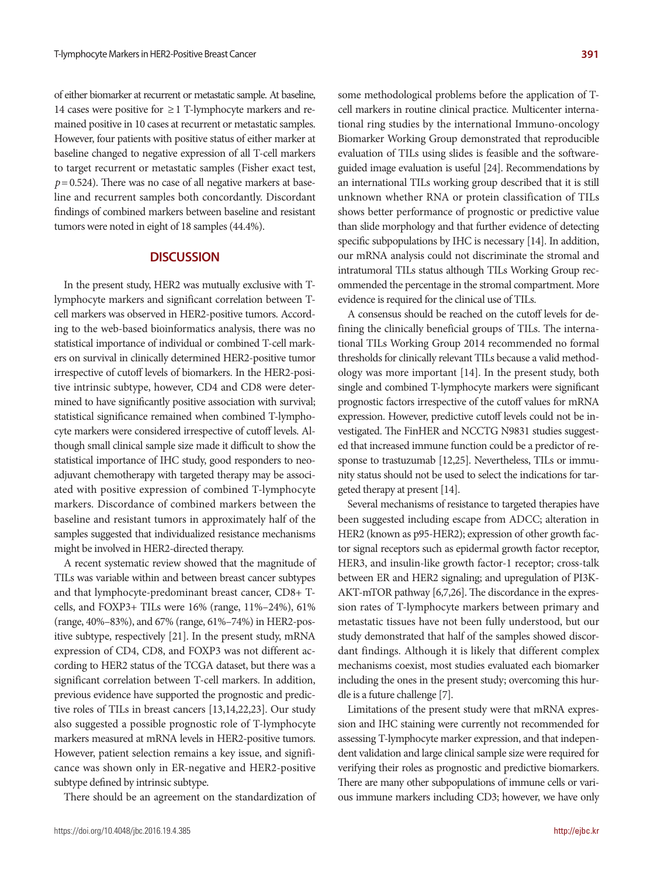of either biomarker at recurrent or metastatic sample. At baseline, 14 cases were positive for ≥1 T-lymphocyte markers and remained positive in 10 cases at recurrent or metastatic samples. However, four patients with positive status of either marker at baseline changed to negative expression of all T-cell markers to target recurrent or metastatic samples (Fisher exact test, $p = 0.524$). There was no case of all negative markers at baseline and recurrent samples both concordantly. Discordant findings of combined markers between baseline and resistant tumors were noted in eight of 18 samples (44.4%).

## DISCUSSION

In the present study, HER2 was mutually exclusive with T-lymphocyte markers and significant correlation between T-cell markers was observed in HER2-positive tumors. According to the web-based bioinformatics analysis, there was no statistical importance of individual or combined T-cell markers on survival in clinically determined HER2-positive tumor irrespective of cutoff levels of biomarkers. In the HER2-positive intrinsic subtype, however, CD4 and CD8 were determined to have significantly positive association with survival; statistical significance remained when combined T-lymphocyte markers were considered irrespective of cutoff levels. Although small clinical sample size made it difficult to show the statistical importance of IHC study, good responders to neoadjuvant chemotherapy with targeted therapy may be associated with positive expression of combined T-lymphocyte markers. Discordance of combined markers between the baseline and resistant tumors in approximately half of the samples suggested that individualized resistance mechanisms might be involved in HER2-directed therapy.

A recent systematic review showed that the magnitude of TILs was variable within and between breast cancer subtypes and that lymphocyte-predominant breast cancer, CD8+ T-cells, and FOXP3+ TILs were 16% (range, 11%–24%), 61% (range, 40%–83%), and 67% (range, 61%–74%) in HER2-positive subtype, respectively [21]. In the present study, mRNA expression of CD4, CD8, and FOXP3 was not different according to HER2 status of the TCGA dataset, but there was a significant correlation between T-cell markers. In addition, previous evidence have supported the prognostic and predictive roles of TILs in breast cancers [13,14,22,23]. Our study also suggested a possible prognostic role of T-lymphocyte markers measured at mRNA levels in HER2-positive tumors. However, patient selection remains a key issue, and significance was shown only in ER-negative and HER2-positive subtype defined by intrinsic subtype.

There should be an agreement on the standardization of some methodological problems before the application of T-cell markers in routine clinical practice. Multicenter international ring studies by the international Immuno-oncology Biomarker Working Group demonstrated that reproducible evaluation of TILs using slides is feasible and the software-guided image evaluation is useful [24]. Recommendations by an international TILs working group described that it is still unknown whether RNA or protein classification of TILs shows better performance of prognostic or predictive value than slide morphology and that further evidence of detecting specific subpopulations by IHC is necessary [14]. In addition, our mRNA analysis could not discriminate the stromal and intratumoral TILs status although TILs Working Group recommended the percentage in the stromal compartment. More evidence is required for the clinical use of TILs.

A consensus should be reached on the cutoff levels for defining the clinically beneficial groups of TILs. The international TILs Working Group 2014 recommended no formal thresholds for clinically relevant TILs because a valid methodology was more important [14]. In the present study, both single and combined T-lymphocyte markers were significant prognostic factors irrespective of the cutoff values for mRNA expression. However, predictive cutoff levels could not be investigated. The FinHER and NCCTG N9831 studies suggested that increased immune function could be a predictor of response to trastuzumab [12,25]. Nevertheless, TILs or immunity status should not be used to select the indications for targeted therapy at present [14].

Several mechanisms of resistance to targeted therapies have been suggested including escape from ADCC; alteration in HER2 (known as p95-HER2); expression of other growth factor signal receptors such as epidermal growth factor receptor, HER3, and insulin-like growth factor-1 receptor; cross-talk between ER and HER2 signaling; and upregulation of PI3K-AKT-mTOR pathway [6,7,26]. The discordance in the expression rates of T-lymphocyte markers between primary and metastatic tissues have not been fully understood, but our study demonstrated that half of the samples showed discordant findings. Although it is likely that different complex mechanisms coexist, most studies evaluated each biomarker including the ones in the present study; overcoming this hurdle is a future challenge [7].

Limitations of the present study were that mRNA expression and IHC staining were currently not recommended for assessing T-lymphocyte marker expression, and that independent validation and large clinical sample size were required for verifying their roles as prognostic and predictive biomarkers. There are many other subpopulations of immune cells or various immune markers including CD3; however, we have only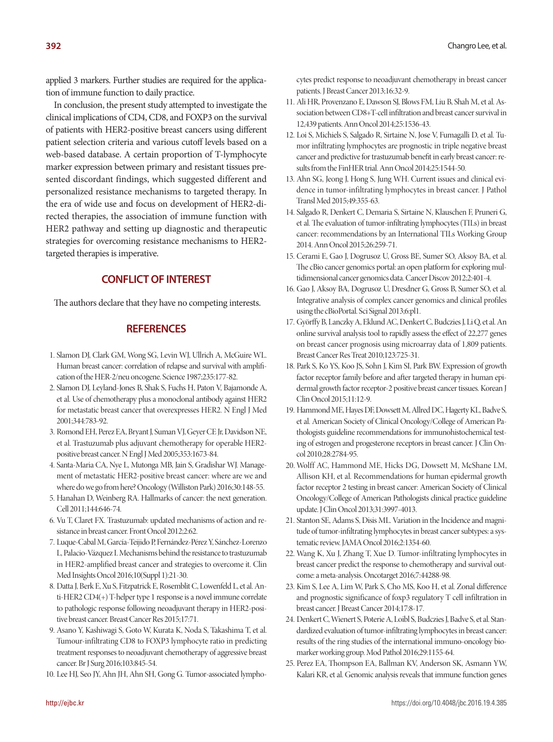applied 3 markers. Further studies are required for the application of immune function to daily practice.

In conclusion, the present study attempted to investigate the clinical implications of CD4, CD8, and FOXP3 on the survival of patients with HER2-positive breast cancers using different patient selection criteria and various cutoff levels based on a web-based database. A certain proportion of T-lymphocyte marker expression between primary and resistant tissues presented discordant findings, which suggested different and personalized resistance mechanisms to targeted therapy. In the era of wide use and focus on development of HER2-directed therapies, the association of immune function with HER2 pathway and setting up diagnostic and therapeutic strategies for overcoming resistance mechanisms to HER2-targeted therapies is imperative.

## CONFLICT OF INTEREST

The authors declare that they have no competing interests.

## REFERENCES

1. Slamon DJ, Clark GM, Wong SG, Levin WJ, Ullrich A, McGuire WL. Human breast cancer: correlation of relapse and survival with amplification of the HER-2/neu oncogene. Science 1987;235:177-82.
2. Slamon DJ, Leyland-Jones B, Shak S, Fuchs H, Paton V, Bajamonde A, et al. Use of chemotherapy plus a monoclonal antibody against HER2 for metastatic breast cancer that overexpresses HER2. N Engl J Med 2001;344:783-92.
3. Romond EH, Perez EA, Bryant J, Suman VJ, Geyer CE Jr, Davidson NE, et al. Trastuzumab plus adjuvant chemotherapy for operable HER2-positive breast cancer. N Engl J Med 2005;353:1673-84.
4. Santa-Maria CA, Nye L, Mutonga MB, Jain S, Gradishar WJ. Management of metastatic HER2-positive breast cancer: where are we and where do we go from here? Oncology (Williston Park) 2016;30:148-55.
5. Hanahan D, Weinberg RA. Hallmarks of cancer: the next generation. Cell 2011;144:646-74.
6. Vu T, Claret FX. Trastuzumab: updated mechanisms of action and resistance in breast cancer. Front Oncol 2012;2:62.
7. Luque-Cabal M, García-Teijido P, Fernández-Pérez Y, Sánchez-Lorenzo L, Palacio-Vázquez I. Mechanisms behind the resistance to trastuzumab in HER2-amplified breast cancer and strategies to overcome it. Clin Med Insights Oncol 2016;10(Suppl 1):21-30.
8. Datta J, Berk E, Xu S, Fitzpatrick E, Rosemblit C, Lowenfeld L, et al. Anti-HER2 CD4(+) T-helper type 1 response is a novel immune correlate to pathologic response following neoadjuvant therapy in HER2-positive breast cancer. Breast Cancer Res 2015;17:71.
9. Asano Y, Kashiwagi S, Goto W, Kurata K, Noda S, Takashima T, et al. Tumour-infiltrating CD8 to FOXP3 lymphocyte ratio in predicting treatment responses to neoadjuvant chemotherapy of aggressive breast cancer. Br J Surg 2016;103:845-54.
10. Lee HJ, Seo JY, Ahn JH, Ahn SH, Gong G. Tumor-associated lymphocytes predict response to neoadjuvant chemotherapy in breast cancer patients. J Breast Cancer 2013;16:32-9.
11. Ali HR, Provenzano E, Dawson SJ, Blows FM, Liu B, Shah M, et al. Association between CD8+T-cell infiltration and breast cancer survival in 12,439 patients. Ann Oncol 2014;25:1536-43.
12. Loi S, Michiels S, Salgado R, Sirtaine N, Jose V, Fumagalli D, et al. Tumor infiltrating lymphocytes are prognostic in triple negative breast cancer and predictive for trastuzumab benefit in early breast cancer: results from the FinHER trial. Ann Oncol 2014;25:1544-50.
13. Ahn SG, Jeong J, Hong S, Jung WH. Current issues and clinical evidence in tumor-infiltrating lymphocytes in breast cancer. J Pathol Transl Med 2015;49:355-63.
14. Salgado R, Denkert C, Demaria S, Sirtaine N, Klauschen F, Pruneri G, et al. The evaluation of tumor-infiltrating lymphocytes (TILs) in breast cancer: recommendations by an International TILs Working Group 2014. Ann Oncol 2015;26:259-71.
15. Cerami E, Gao J, Dogrusoz U, Gross BE, Sumer SO, Aksoy BA, et al. The cBio cancer genomics portal: an open platform for exploring multidimensional cancer genomics data. Cancer Discov 2012;2:401-4.
16. Gao J, Aksoy BA, Dogrusoz U, Dresdner G, Gross B, Sumer SO, et al. Integrative analysis of complex cancer genomics and clinical profiles using the cBioPortal. Sci Signal 2013;6:pl1.
17. Györffy B, Lanczky A, Eklund AC, Denkert C, Budczies J, Li Q, et al. An online survival analysis tool to rapidly assess the effect of 22,277 genes on breast cancer prognosis using microarray data of 1,809 patients. Breast Cancer Res Treat 2010;123:725-31.
18. Park S, Ko YS, Koo JS, Sohn J, Kim SI, Park BW. Expression of growth factor receptor family before and after targeted therapy in human epidermal growth factor receptor-2 positive breast cancer tissues. Korean J Clin Oncol 2015;11:12-9.
19. Hammond ME, Hayes DF, Dowsett M, Allred DC, Hagerty KL, Badve S, et al. American Society of Clinical Oncology/College of American Pathologists guideline recommendations for immunohistochemical testing of estrogen and progesterone receptors in breast cancer. J Clin Oncol 2010;28:2784-95.
20. Wolff AC, Hammond ME, Hicks DG, Dowsett M, McShane LM, Allison KH, et al. Recommendations for human epidermal growth factor receptor 2 testing in breast cancer: American Society of Clinical Oncology/College of American Pathologists clinical practice guideline update. J Clin Oncol 2013;31:3997-4013.
21. Stanton SE, Adams S, Disis ML. Variation in the Incidence and magnitude of tumor-infiltrating lymphocytes in breast cancer subtypes: a systematic review. JAMA Oncol 2016;2:1354-60.
22. Wang K, Xu J, Zhang T, Xue D. Tumor-infiltrating lymphocytes in breast cancer predict the response to chemotherapy and survival outcome: a meta-analysis. Oncotarget 2016;7:44288-98.
23. Kim S, Lee A, Lim W, Park S, Cho MS, Koo H, et al. Zonal difference and prognostic significance of foxp3 regulatory T cell infiltration in breast cancer. J Breast Cancer 2014;17:8-17.
24. Denkert C, Wienert S, Poterie A, Loibl S, Budczies J, Badve S, et al. Standardized evaluation of tumor-infiltrating lymphocytes in breast cancer: results of the ring studies of the international immuno-oncology biomarker working group. Mod Pathol 2016;29:1155-64.
25. Perez EA, Thompson EA, Ballman KV, Anderson SK, Asmann YW, Kalari KR, et al. Genomic analysis reveals that immune function genes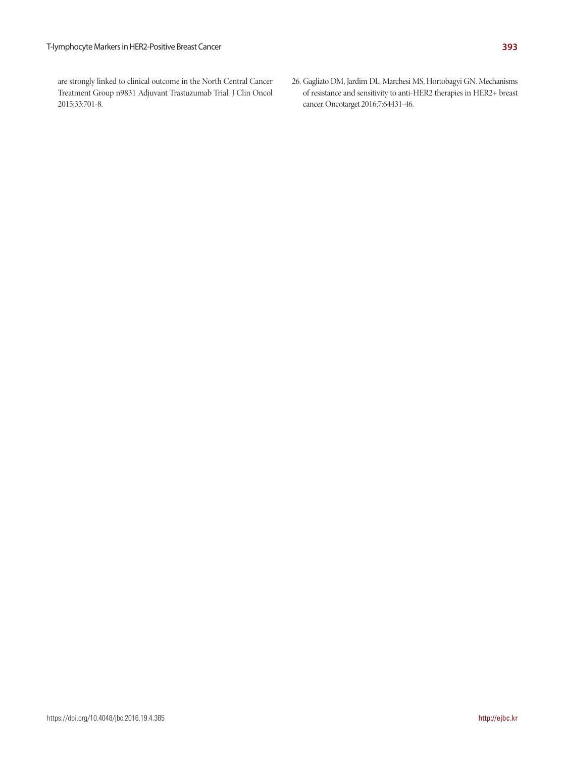are strongly linked to clinical outcome in the North Central Cancer Treatment Group n9831 Adjuvant Trastuzumab Trial. J Clin Oncol 2015;33:701-8.

26. Gagliato DM, Jardim DL, Marchesi MS, Hortobagyi GN. Mechanisms of resistance and sensitivity to anti-HER2 therapies in HER2+ breast cancer. Oncotarget 2016;7:64431-46.